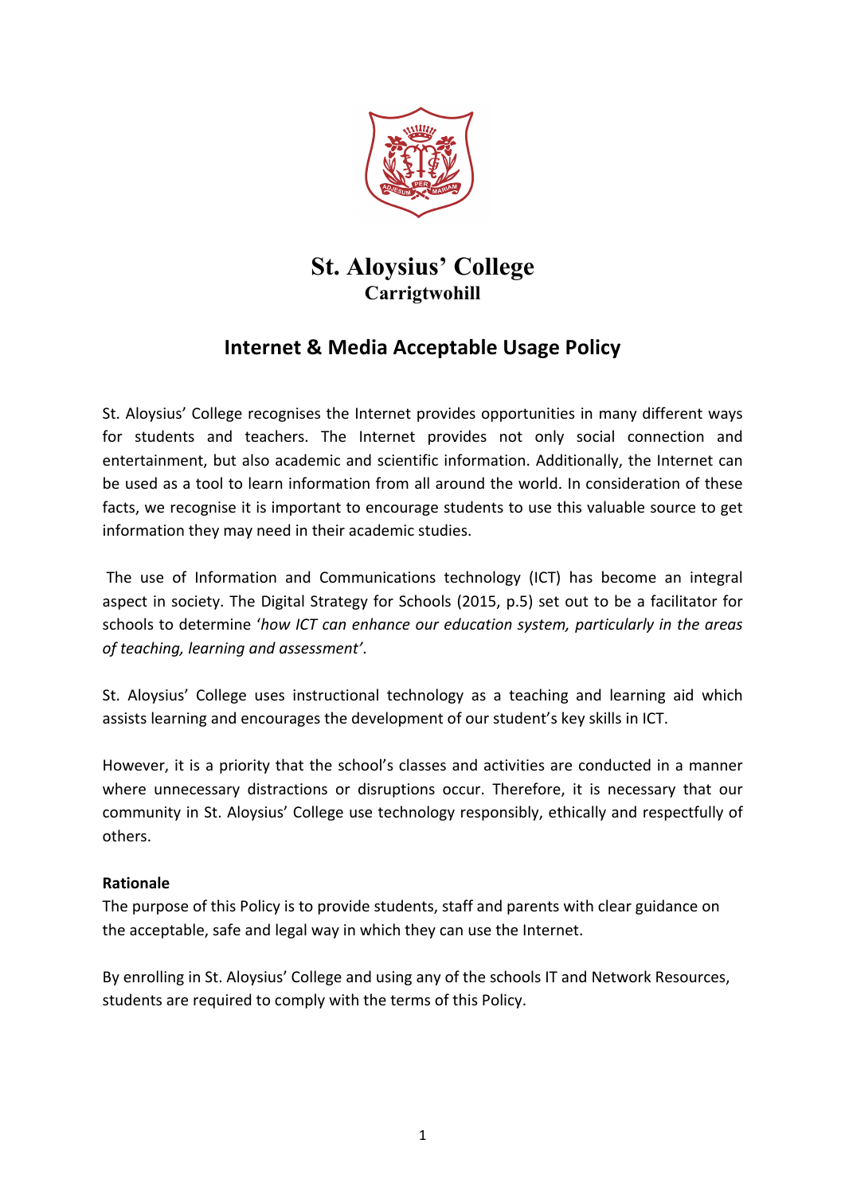# St. Aloysius' College

**Carrigtwohill**

## Internet & Media Acceptable Usage Policy

St. Aloysius' College recognises the Internet provides opportunities in many different ways for students and teachers. The Internet provides not only social connection and entertainment, but also academic and scientific information. Additionally, the Internet can be used as a tool to learn information from all around the world. In consideration of these facts, we recognise it is important to encourage students to use this valuable source to get information they may need in their academic studies.

The use of Information and Communications technology (ICT) has become an integral aspect in society. The Digital Strategy for Schools (2015, p.5) set out to be a facilitator for schools to determine '*how ICT can enhance our education system, particularly in the areas of teaching, learning and assessment'*.

St. Aloysius' College uses instructional technology as a teaching and learning aid which assists learning and encourages the development of our student's key skills in ICT.

However, it is a priority that the school's classes and activities are conducted in a manner where unnecessary distractions or disruptions occur. Therefore, it is necessary that our community in St. Aloysius' College use technology responsibly, ethically and respectfully of others.

**Rationale**

The purpose of this Policy is to provide students, staff and parents with clear guidance on the acceptable, safe and legal way in which they can use the Internet.

By enrolling in St. Aloysius' College and using any of the schools IT and Network Resources, students are required to comply with the terms of this Policy.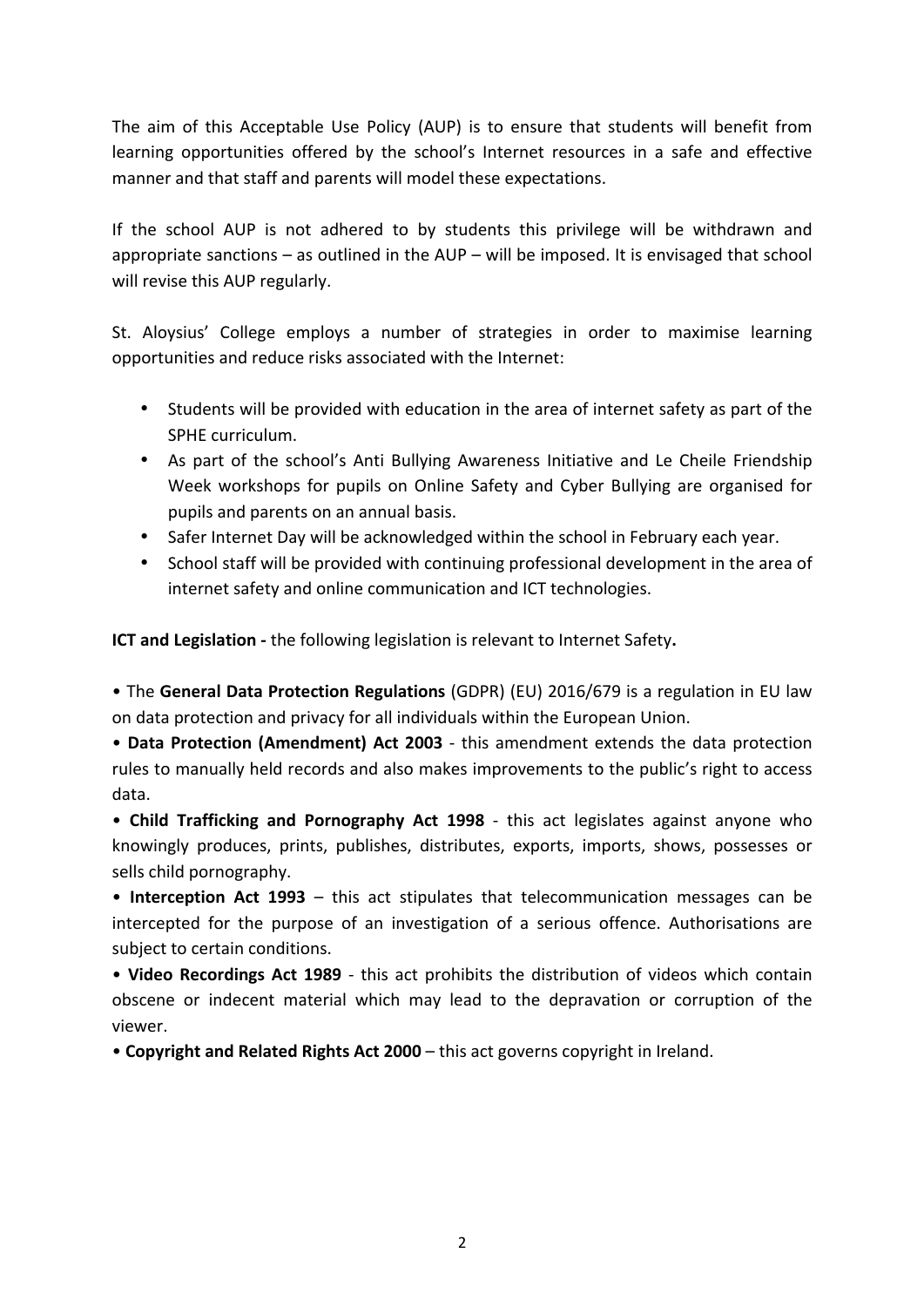The aim of this Acceptable Use Policy (AUP) is to ensure that students will benefit from learning opportunities offered by the school's Internet resources in a safe and effective manner and that staff and parents will model these expectations.

If the school AUP is not adhered to by students this privilege will be withdrawn and appropriate sanctions – as outlined in the AUP – will be imposed. It is envisaged that school will revise this AUP regularly.

St. Aloysius' College employs a number of strategies in order to maximise learning opportunities and reduce risks associated with the Internet:

- Students will be provided with education in the area of internet safety as part of the SPHE curriculum.
- As part of the school's Anti Bullying Awareness Initiative and Le Cheile Friendship Week workshops for pupils on Online Safety and Cyber Bullying are organised for pupils and parents on an annual basis.
- Safer Internet Day will be acknowledged within the school in February each year.
- School staff will be provided with continuing professional development in the area of internet safety and online communication and ICT technologies.

**ICT and Legislation -** the following legislation is relevant to Internet Safety**.**

• The **General Data Protection Regulations** (GDPR) (EU) 2016/679 is a regulation in EU law on data protection and privacy for all individuals within the European Union.

• **Data Protection (Amendment) Act 2003** - this amendment extends the data protection rules to manually held records and also makes improvements to the public's right to access data.

• **Child Trafficking and Pornography Act 1998** - this act legislates against anyone who knowingly produces, prints, publishes, distributes, exports, imports, shows, possesses or sells child pornography.

• **Interception Act 1993** – this act stipulates that telecommunication messages can be intercepted for the purpose of an investigation of a serious offence. Authorisations are subject to certain conditions.

• **Video Recordings Act 1989** - this act prohibits the distribution of videos which contain obscene or indecent material which may lead to the depravation or corruption of the viewer.

• **Copyright and Related Rights Act 2000** – this act governs copyright in Ireland.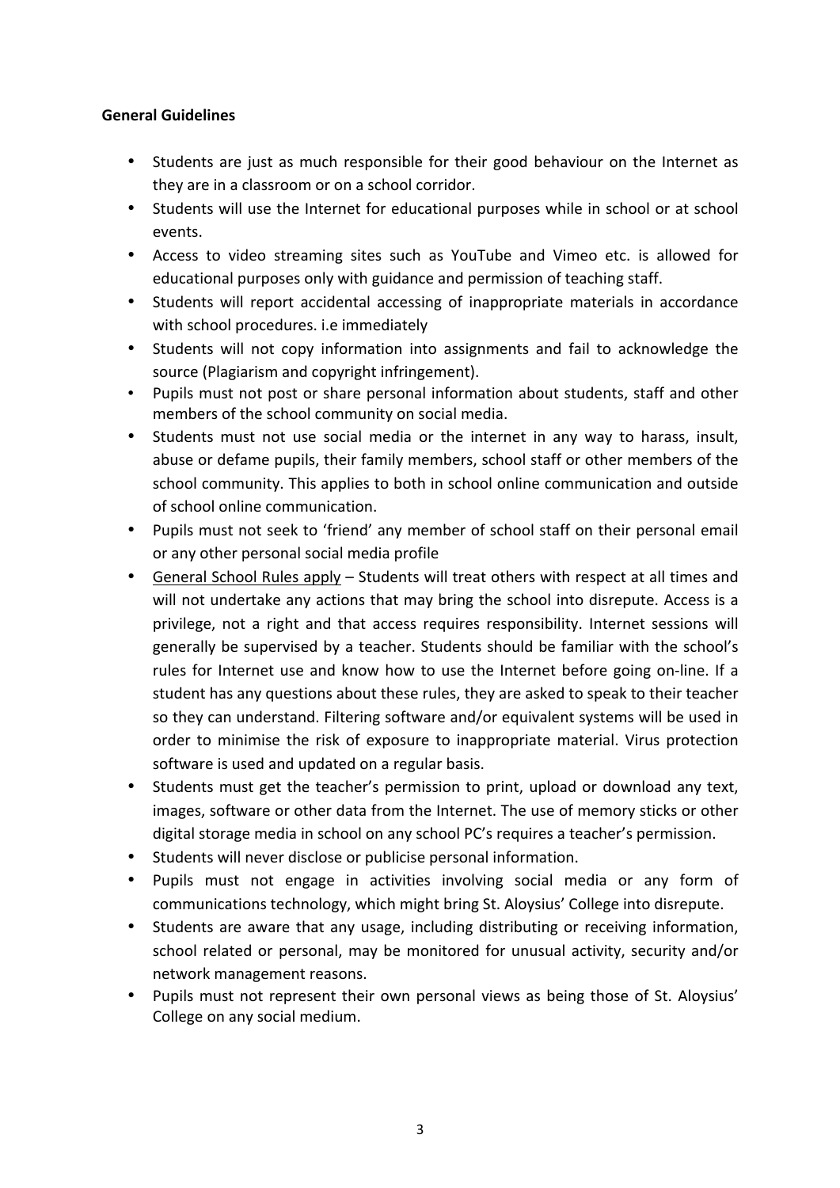**General Guidelines**

- Students are just as much responsible for their good behaviour on the Internet as they are in a classroom or on a school corridor.
- Students will use the Internet for educational purposes while in school or at school events.
- Access to video streaming sites such as YouTube and Vimeo etc. is allowed for educational purposes only with guidance and permission of teaching staff.
- Students will report accidental accessing of inappropriate materials in accordance with school procedures. i.e immediately
- Students will not copy information into assignments and fail to acknowledge the source (Plagiarism and copyright infringement).
- Pupils must not post or share personal information about students, staff and other members of the school community on social media.
- Students must not use social media or the internet in any way to harass, insult, abuse or defame pupils, their family members, school staff or other members of the school community. This applies to both in school online communication and outside of school online communication.
- Pupils must not seek to 'friend' any member of school staff on their personal email or any other personal social media profile
- General School Rules apply – Students will treat others with respect at all times and will not undertake any actions that may bring the school into disrepute. Access is a privilege, not a right and that access requires responsibility. Internet sessions will generally be supervised by a teacher. Students should be familiar with the school's rules for Internet use and know how to use the Internet before going on-line. If a student has any questions about these rules, they are asked to speak to their teacher so they can understand. Filtering software and/or equivalent systems will be used in order to minimise the risk of exposure to inappropriate material. Virus protection software is used and updated on a regular basis.
- Students must get the teacher's permission to print, upload or download any text, images, software or other data from the Internet. The use of memory sticks or other digital storage media in school on any school PC's requires a teacher's permission.
- Students will never disclose or publicise personal information.
- Pupils must not engage in activities involving social media or any form of communications technology, which might bring St. Aloysius' College into disrepute.
- Students are aware that any usage, including distributing or receiving information, school related or personal, may be monitored for unusual activity, security and/or network management reasons.
- Pupils must not represent their own personal views as being those of St. Aloysius' College on any social medium.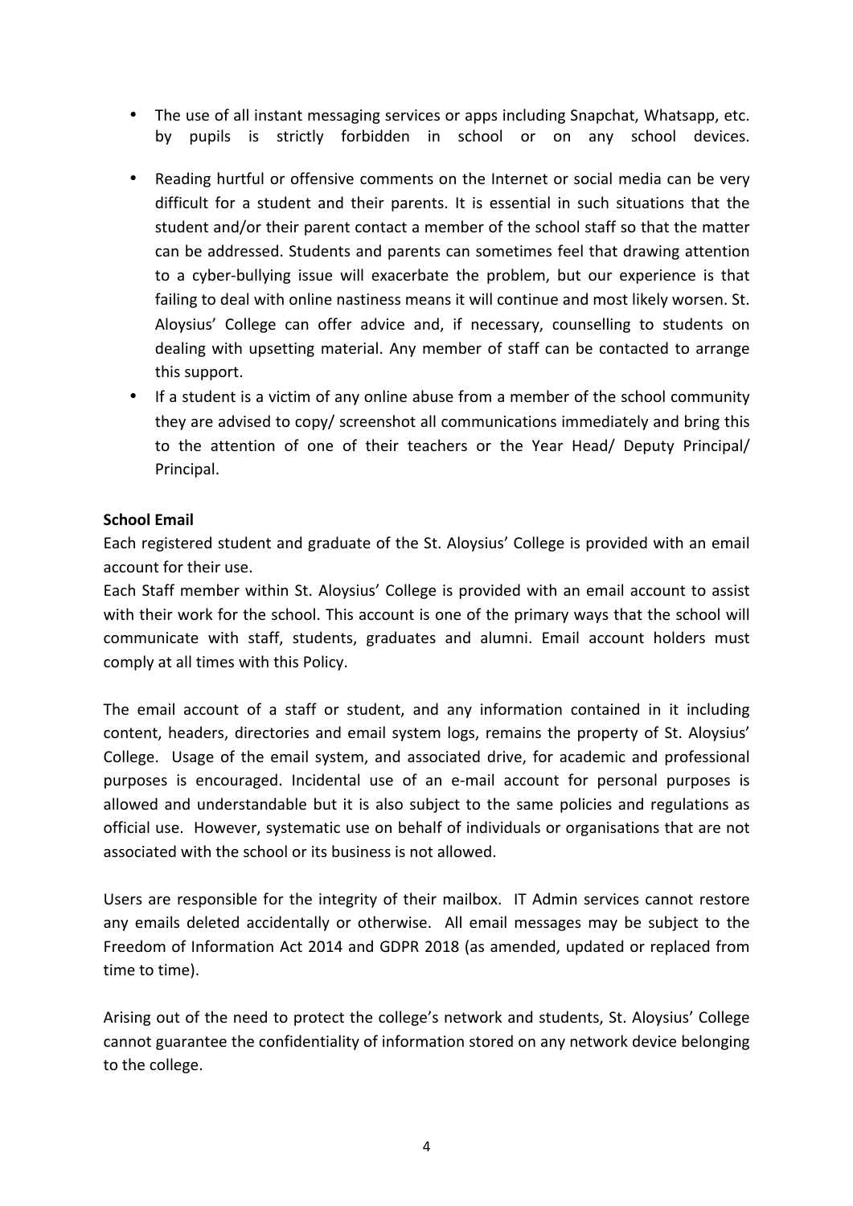- The use of all instant messaging services or apps including Snapchat, Whatsapp, etc. by pupils is strictly forbidden in school or on any school devices.
- Reading hurtful or offensive comments on the Internet or social media can be very difficult for a student and their parents. It is essential in such situations that the student and/or their parent contact a member of the school staff so that the matter can be addressed. Students and parents can sometimes feel that drawing attention to a cyber-bullying issue will exacerbate the problem, but our experience is that failing to deal with online nastiness means it will continue and most likely worsen. St. Aloysius' College can offer advice and, if necessary, counselling to students on dealing with upsetting material. Any member of staff can be contacted to arrange this support.
- If a student is a victim of any online abuse from a member of the school community they are advised to copy/ screenshot all communications immediately and bring this to the attention of one of their teachers or the Year Head/ Deputy Principal/ Principal.

**School Email**

Each registered student and graduate of the St. Aloysius' College is provided with an email account for their use.

Each Staff member within St. Aloysius' College is provided with an email account to assist with their work for the school. This account is one of the primary ways that the school will communicate with staff, students, graduates and alumni. Email account holders must comply at all times with this Policy.

The email account of a staff or student, and any information contained in it including content, headers, directories and email system logs, remains the property of St. Aloysius' College. Usage of the email system, and associated drive, for academic and professional purposes is encouraged. Incidental use of an e-mail account for personal purposes is allowed and understandable but it is also subject to the same policies and regulations as official use. However, systematic use on behalf of individuals or organisations that are not associated with the school or its business is not allowed.

Users are responsible for the integrity of their mailbox. IT Admin services cannot restore any emails deleted accidentally or otherwise. All email messages may be subject to the Freedom of Information Act 2014 and GDPR 2018 (as amended, updated or replaced from time to time).

Arising out of the need to protect the college's network and students, St. Aloysius' College cannot guarantee the confidentiality of information stored on any network device belonging to the college.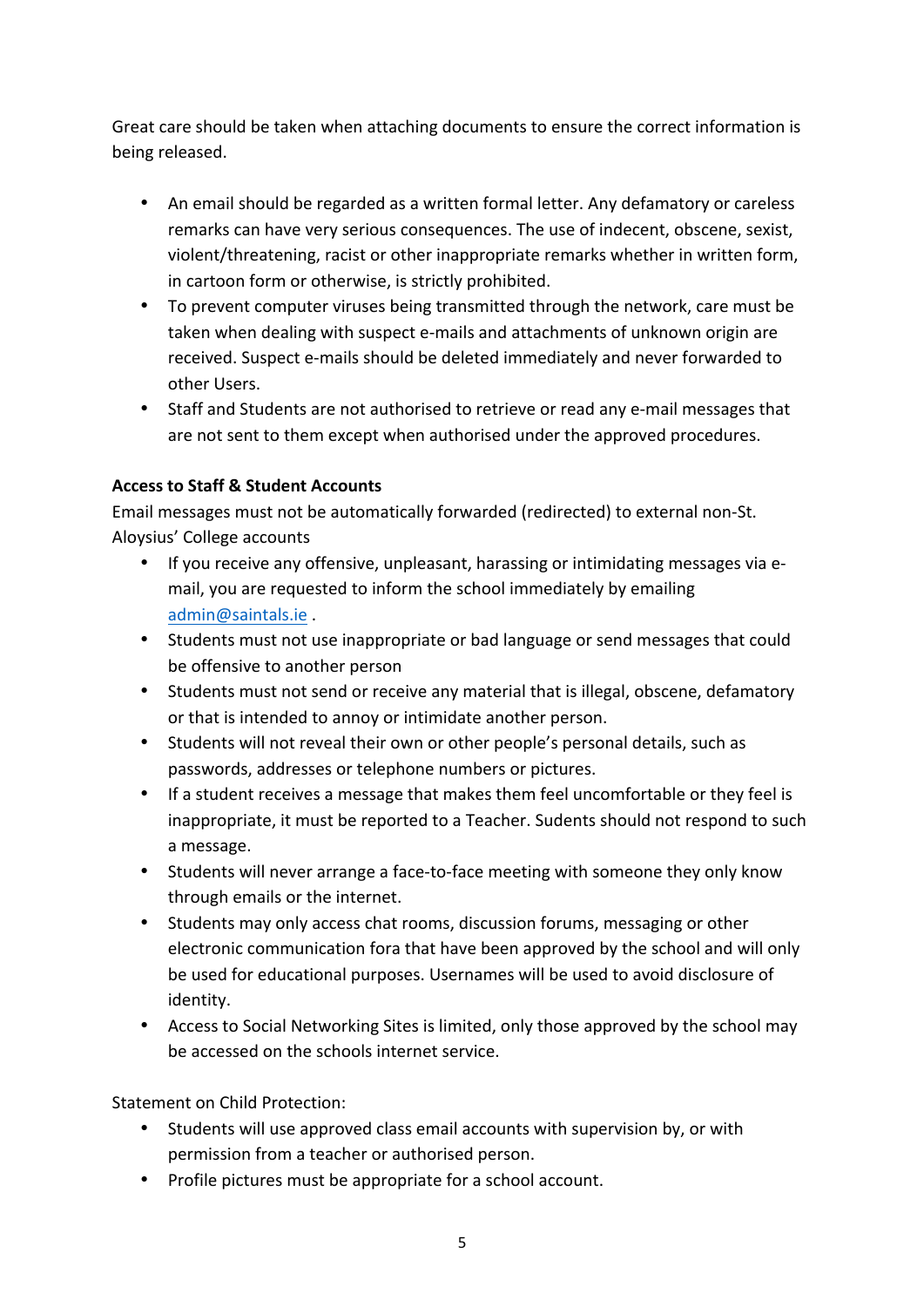Great care should be taken when attaching documents to ensure the correct information is being released.

- An email should be regarded as a written formal letter. Any defamatory or careless remarks can have very serious consequences. The use of indecent, obscene, sexist, violent/threatening, racist or other inappropriate remarks whether in written form, in cartoon form or otherwise, is strictly prohibited.
- To prevent computer viruses being transmitted through the network, care must be taken when dealing with suspect e-mails and attachments of unknown origin are received. Suspect e-mails should be deleted immediately and never forwarded to other Users.
- Staff and Students are not authorised to retrieve or read any e-mail messages that are not sent to them except when authorised under the approved procedures.

**Access to Staff & Student Accounts**

Email messages must not be automatically forwarded (redirected) to external non-St. Aloysius' College accounts

- If you receive any offensive, unpleasant, harassing or intimidating messages via e-mail, you are requested to inform the school immediately by emailing admin@saintals.ie .
- Students must not use inappropriate or bad language or send messages that could be offensive to another person
- Students must not send or receive any material that is illegal, obscene, defamatory or that is intended to annoy or intimidate another person.
- Students will not reveal their own or other people's personal details, such as passwords, addresses or telephone numbers or pictures.
- If a student receives a message that makes them feel uncomfortable or they feel is inappropriate, it must be reported to a Teacher. Sudents should not respond to such a message.
- Students will never arrange a face-to-face meeting with someone they only know through emails or the internet.
- Students may only access chat rooms, discussion forums, messaging or other electronic communication fora that have been approved by the school and will only be used for educational purposes. Usernames will be used to avoid disclosure of identity.
- Access to Social Networking Sites is limited, only those approved by the school may be accessed on the schools internet service.

Statement on Child Protection:

- Students will use approved class email accounts with supervision by, or with permission from a teacher or authorised person.
- Profile pictures must be appropriate for a school account.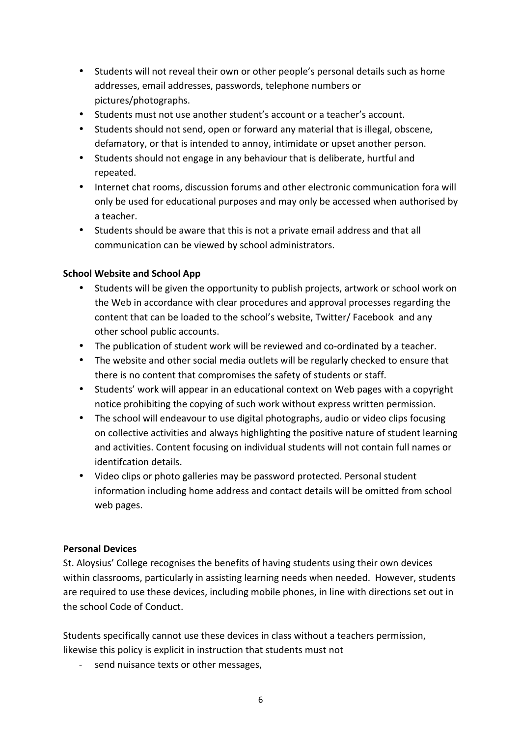- Students will not reveal their own or other people's personal details such as home addresses, email addresses, passwords, telephone numbers or pictures/photographs.
- Students must not use another student's account or a teacher's account.
- Students should not send, open or forward any material that is illegal, obscene, defamatory, or that is intended to annoy, intimidate or upset another person.
- Students should not engage in any behaviour that is deliberate, hurtful and repeated.
- Internet chat rooms, discussion forums and other electronic communication fora will only be used for educational purposes and may only be accessed when authorised by a teacher.
- Students should be aware that this is not a private email address and that all communication can be viewed by school administrators.

**School Website and School App**

- Students will be given the opportunity to publish projects, artwork or school work on the Web in accordance with clear procedures and approval processes regarding the content that can be loaded to the school's website, Twitter/ Facebook and any other school public accounts.
- The publication of student work will be reviewed and co-ordinated by a teacher.
- The website and other social media outlets will be regularly checked to ensure that there is no content that compromises the safety of students or staff.
- Students' work will appear in an educational context on Web pages with a copyright notice prohibiting the copying of such work without express written permission.
- The school will endeavour to use digital photographs, audio or video clips focusing on collective activities and always highlighting the positive nature of student learning and activities. Content focusing on individual students will not contain full names or identifcation details.
- Video clips or photo galleries may be password protected. Personal student information including home address and contact details will be omitted from school web pages.

**Personal Devices**

St. Aloysius' College recognises the benefits of having students using their own devices within classrooms, particularly in assisting learning needs when needed. However, students are required to use these devices, including mobile phones, in line with directions set out in the school Code of Conduct.

Students specifically cannot use these devices in class without a teachers permission, likewise this policy is explicit in instruction that students must not

- send nuisance texts or other messages,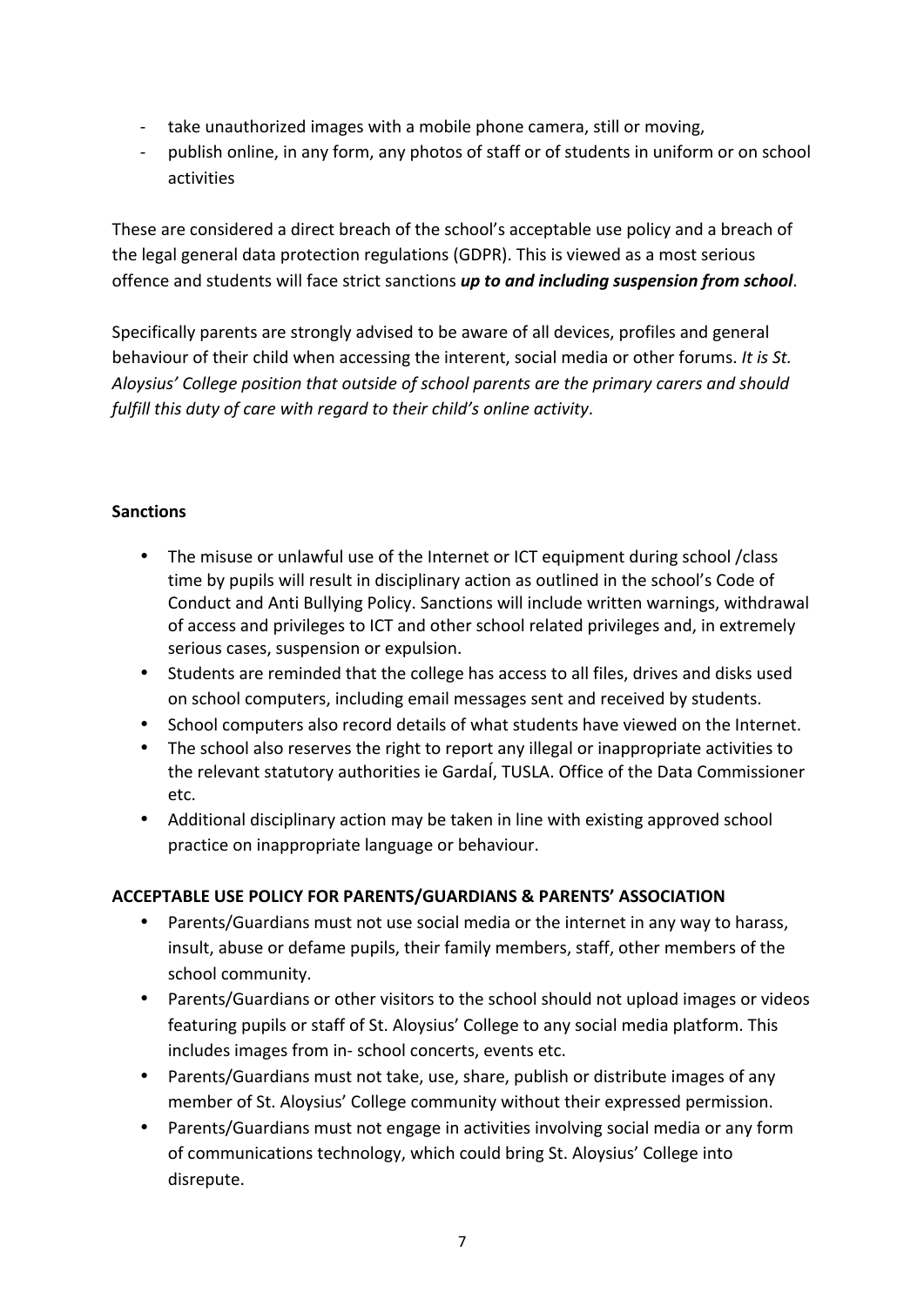- take unauthorized images with a mobile phone camera, still or moving,
- publish online, in any form, any photos of staff or of students in uniform or on school activities

These are considered a direct breach of the school's acceptable use policy and a breach of the legal general data protection regulations (GDPR). This is viewed as a most serious offence and students will face strict sanctions ***up to and including suspension from school***.

Specifically parents are strongly advised to be aware of all devices, profiles and general behaviour of their child when accessing the interent, social media or other forums. *It is St. Aloysius' College position that outside of school parents are the primary carers and should fulfill this duty of care with regard to their child's online activity*.

**Sanctions**

- The misuse or unlawful use of the Internet or ICT equipment during school /class time by pupils will result in disciplinary action as outlined in the school's Code of Conduct and Anti Bullying Policy. Sanctions will include written warnings, withdrawal of access and privileges to ICT and other school related privileges and, in extremely serious cases, suspension or expulsion.
- Students are reminded that the college has access to all files, drives and disks used on school computers, including email messages sent and received by students.
- School computers also record details of what students have viewed on the Internet.
- The school also reserves the right to report any illegal or inappropriate activities to the relevant statutory authorities ie GardaÍ, TUSLA. Office of the Data Commissioner etc.
- Additional disciplinary action may be taken in line with existing approved school practice on inappropriate language or behaviour.

**ACCEPTABLE USE POLICY FOR PARENTS/GUARDIANS & PARENTS' ASSOCIATION**

- Parents/Guardians must not use social media or the internet in any way to harass, insult, abuse or defame pupils, their family members, staff, other members of the school community.
- Parents/Guardians or other visitors to the school should not upload images or videos featuring pupils or staff of St. Aloysius' College to any social media platform. This includes images from in- school concerts, events etc.
- Parents/Guardians must not take, use, share, publish or distribute images of any member of St. Aloysius' College community without their expressed permission.
- Parents/Guardians must not engage in activities involving social media or any form of communications technology, which could bring St. Aloysius' College into disrepute.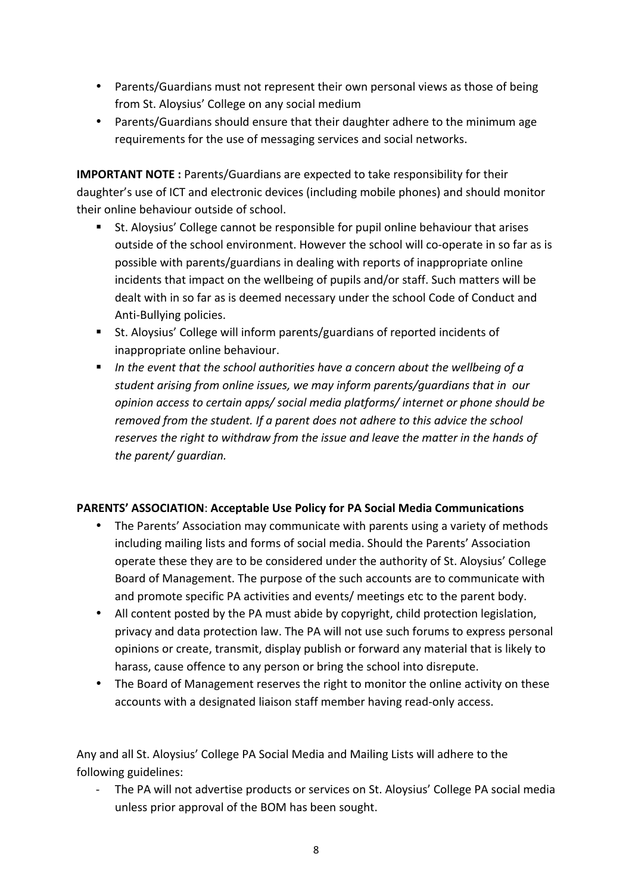- Parents/Guardians must not represent their own personal views as those of being from St. Aloysius' College on any social medium
- Parents/Guardians should ensure that their daughter adhere to the minimum age requirements for the use of messaging services and social networks.

**IMPORTANT NOTE :** Parents/Guardians are expected to take responsibility for their daughter's use of ICT and electronic devices (including mobile phones) and should monitor their online behaviour outside of school.

- St. Aloysius' College cannot be responsible for pupil online behaviour that arises outside of the school environment. However the school will co-operate in so far as is possible with parents/guardians in dealing with reports of inappropriate online incidents that impact on the wellbeing of pupils and/or staff. Such matters will be dealt with in so far as is deemed necessary under the school Code of Conduct and Anti-Bullying policies.
- St. Aloysius' College will inform parents/guardians of reported incidents of inappropriate online behaviour.
- *In the event that the school authorities have a concern about the wellbeing of a student arising from online issues, we may inform parents/guardians that in our opinion access to certain apps/ social media platforms/ internet or phone should be removed from the student. If a parent does not adhere to this advice the school reserves the right to withdraw from the issue and leave the matter in the hands of the parent/ guardian.*

**PARENTS' ASSOCIATION**: **Acceptable Use Policy for PA Social Media Communications**

- The Parents' Association may communicate with parents using a variety of methods including mailing lists and forms of social media. Should the Parents' Association operate these they are to be considered under the authority of St. Aloysius' College Board of Management. The purpose of the such accounts are to communicate with and promote specific PA activities and events/ meetings etc to the parent body.
- All content posted by the PA must abide by copyright, child protection legislation, privacy and data protection law. The PA will not use such forums to express personal opinions or create, transmit, display publish or forward any material that is likely to harass, cause offence to any person or bring the school into disrepute.
- The Board of Management reserves the right to monitor the online activity on these accounts with a designated liaison staff member having read-only access.

Any and all St. Aloysius' College PA Social Media and Mailing Lists will adhere to the following guidelines:

- The PA will not advertise products or services on St. Aloysius' College PA social media unless prior approval of the BOM has been sought.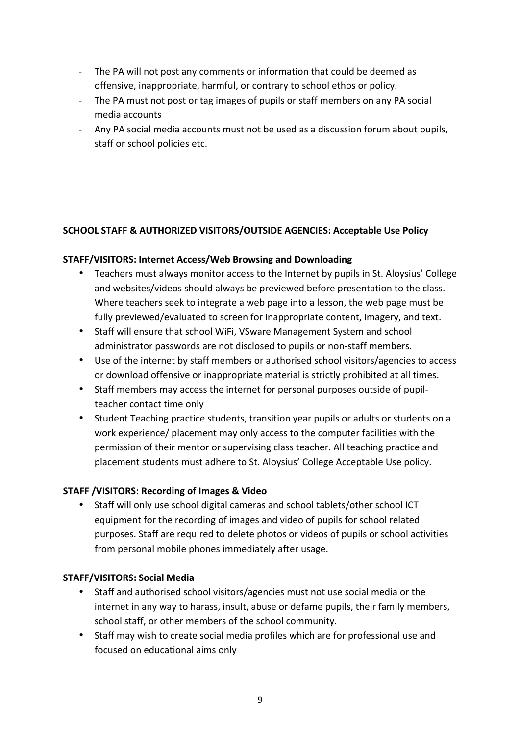- The PA will not post any comments or information that could be deemed as offensive, inappropriate, harmful, or contrary to school ethos or policy.
- The PA must not post or tag images of pupils or staff members on any PA social media accounts
- Any PA social media accounts must not be used as a discussion forum about pupils, staff or school policies etc.

**SCHOOL STAFF & AUTHORIZED VISITORS/OUTSIDE AGENCIES: Acceptable Use Policy**

**STAFF/VISITORS: Internet Access/Web Browsing and Downloading**

- Teachers must always monitor access to the Internet by pupils in St. Aloysius' College and websites/videos should always be previewed before presentation to the class. Where teachers seek to integrate a web page into a lesson, the web page must be fully previewed/evaluated to screen for inappropriate content, imagery, and text.
- Staff will ensure that school WiFi, VSware Management System and school administrator passwords are not disclosed to pupils or non-staff members.
- Use of the internet by staff members or authorised school visitors/agencies to access or download offensive or inappropriate material is strictly prohibited at all times.
- Staff members may access the internet for personal purposes outside of pupil-teacher contact time only
- Student Teaching practice students, transition year pupils or adults or students on a work experience/ placement may only access to the computer facilities with the permission of their mentor or supervising class teacher. All teaching practice and placement students must adhere to St. Aloysius' College Acceptable Use policy.

**STAFF /VISITORS: Recording of Images & Video**

- Staff will only use school digital cameras and school tablets/other school ICT equipment for the recording of images and video of pupils for school related purposes. Staff are required to delete photos or videos of pupils or school activities from personal mobile phones immediately after usage.

**STAFF/VISITORS: Social Media**

- Staff and authorised school visitors/agencies must not use social media or the internet in any way to harass, insult, abuse or defame pupils, their family members, school staff, or other members of the school community.
- Staff may wish to create social media profiles which are for professional use and focused on educational aims only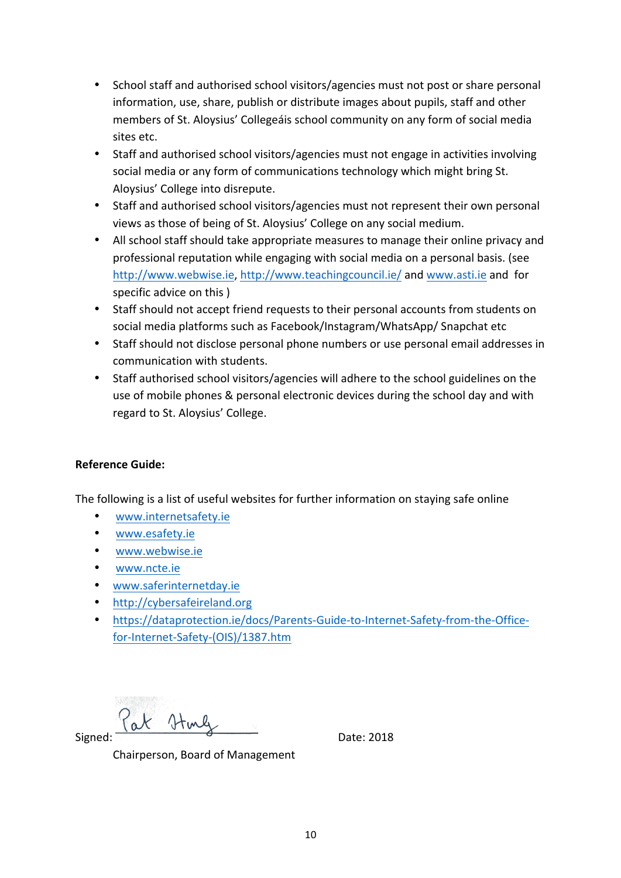- School staff and authorised school visitors/agencies must not post or share personal information, use, share, publish or distribute images about pupils, staff and other members of St. Aloysius' Collegeáis school community on any form of social media sites etc.
- Staff and authorised school visitors/agencies must not engage in activities involving social media or any form of communications technology which might bring St. Aloysius' College into disrepute.
- Staff and authorised school visitors/agencies must not represent their own personal views as those of being of St. Aloysius' College on any social medium.
- All school staff should take appropriate measures to manage their online privacy and professional reputation while engaging with social media on a personal basis. (see http://www.webwise.ie, http://www.teachingcouncil.ie/ and www.asti.ie and for specific advice on this )
- Staff should not accept friend requests to their personal accounts from students on social media platforms such as Facebook/Instagram/WhatsApp/ Snapchat etc
- Staff should not disclose personal phone numbers or use personal email addresses in communication with students.
- Staff authorised school visitors/agencies will adhere to the school guidelines on the use of mobile phones & personal electronic devices during the school day and with regard to St. Aloysius' College.

**Reference Guide:**

The following is a list of useful websites for further information on staying safe online

- www.internetsafety.ie
- www.esafety.ie
- www.webwise.ie
- www.ncte.ie
- www.saferinternetday.ie
- http://cybersafeireland.org
- https://dataprotection.ie/docs/Parents-Guide-to-Internet-Safety-from-the-Office-for-Internet-Safety-(OIS)/1387.htm

Signed: Pat Hung  Date: 2018

Chairperson, Board of Management